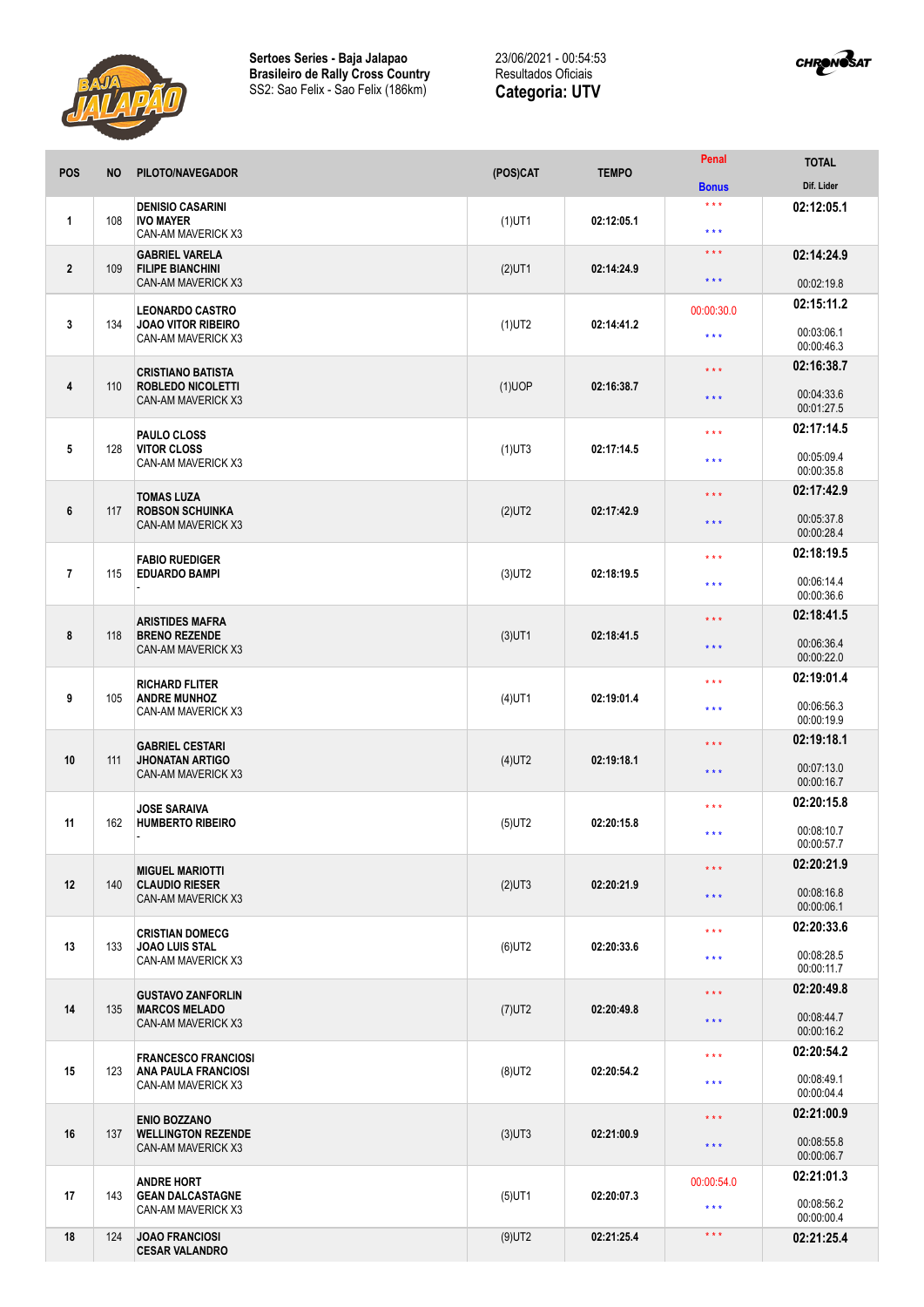**Sertoes Series - Baja Jalapao**
**Brasileiro de Rally Cross Country**
SS2: Sao Felix - Sao Felix (186km)

23/06/2021 - 00:54:53
Resultados Oficiais
**Categoria: UTV**

| POS | NO | PILOTO/NAVEGADOR | (POS)CAT | TEMPO | Penal / Bonus | TOTAL / Dif. Lider |
|---|---|---|---|---|---|---|
| 1 | 108 | **DENISIO CASARINI** **IVO MAYER** CAN-AM MAVERICK X3 | (1)UT1 | 02:12:05.1 | * * * / * * * | **02:12:05.1** |
| 2 | 109 | **GABRIEL VARELA** **FILIPE BIANCHINI** CAN-AM MAVERICK X3 | (2)UT1 | 02:14:24.9 | * * * / * * * | **02:14:24.9** 00:02:19.8 |
| 3 | 134 | **LEONARDO CASTRO** **JOAO VITOR RIBEIRO** CAN-AM MAVERICK X3 | (1)UT2 | 02:14:41.2 | 00:00:30.0 / * * * | **02:15:11.2** 00:03:06.1 00:00:46.3 |
| 4 | 110 | **CRISTIANO BATISTA** **ROBLEDO NICOLETTI** CAN-AM MAVERICK X3 | (1)UOP | 02:16:38.7 | * * * / * * * | **02:16:38.7** 00:04:33.6 00:01:27.5 |
| 5 | 128 | **PAULO CLOSS** **VITOR CLOSS** CAN-AM MAVERICK X3 | (1)UT3 | 02:17:14.5 | * * * / * * * | **02:17:14.5** 00:05:09.4 00:00:35.8 |
| 6 | 117 | **TOMAS LUZA** **ROBSON SCHUINKA** CAN-AM MAVERICK X3 | (2)UT2 | 02:17:42.9 | * * * / * * * | **02:17:42.9** 00:05:37.8 00:00:28.4 |
| 7 | 115 | **FABIO RUEDIGER** **EDUARDO BAMPI** - | (3)UT2 | 02:18:19.5 | * * * / * * * | **02:18:19.5** 00:06:14.4 00:00:36.6 |
| 8 | 118 | **ARISTIDES MAFRA** **BRENO REZENDE** CAN-AM MAVERICK X3 | (3)UT1 | 02:18:41.5 | * * * / * * * | **02:18:41.5** 00:06:36.4 00:00:22.0 |
| 9 | 105 | **RICHARD FLITER** **ANDRE MUNHOZ** CAN-AM MAVERICK X3 | (4)UT1 | 02:19:01.4 | * * * / * * * | **02:19:01.4** 00:06:56.3 00:00:19.9 |
| 10 | 111 | **GABRIEL CESTARI** **JHONATAN ARTIGO** CAN-AM MAVERICK X3 | (4)UT2 | 02:19:18.1 | * * * / * * * | **02:19:18.1** 00:07:13.0 00:00:16.7 |
| 11 | 162 | **JOSE SARAIVA** **HUMBERTO RIBEIRO** - | (5)UT2 | 02:20:15.8 | * * * / * * * | **02:20:15.8** 00:08:10.7 00:00:57.7 |
| 12 | 140 | **MIGUEL MARIOTTI** **CLAUDIO RIESER** CAN-AM MAVERICK X3 | (2)UT3 | 02:20:21.9 | * * * / * * * | **02:20:21.9** 00:08:16.8 00:00:06.1 |
| 13 | 133 | **CRISTIAN DOMECG** **JOAO LUIS STAL** CAN-AM MAVERICK X3 | (6)UT2 | 02:20:33.6 | * * * / * * * | **02:20:33.6** 00:08:28.5 00:00:11.7 |
| 14 | 135 | **GUSTAVO ZANFORLIN** **MARCOS MELADO** CAN-AM MAVERICK X3 | (7)UT2 | 02:20:49.8 | * * * / * * * | **02:20:49.8** 00:08:44.7 00:00:16.2 |
| 15 | 123 | **FRANCESCO FRANCIOSI** **ANA PAULA FRANCIOSI** CAN-AM MAVERICK X3 | (8)UT2 | 02:20:54.2 | * * * / * * * | **02:20:54.2** 00:08:49.1 00:00:04.4 |
| 16 | 137 | **ENIO BOZZANO** **WELLINGTON REZENDE** CAN-AM MAVERICK X3 | (3)UT3 | 02:21:00.9 | * * * / * * * | **02:21:00.9** 00:08:55.8 00:00:06.7 |
| 17 | 143 | **ANDRE HORT** **GEAN DALCASTAGNE** CAN-AM MAVERICK X3 | (5)UT1 | 02:20:07.3 | 00:00:54.0 / * * * | **02:21:01.3** 00:08:56.2 00:00:00.4 |
| 18 | 124 | **JOAO FRANCIOSI** **CESAR VALANDRO** | (9)UT2 | 02:21:25.4 | * * * | **02:21:25.4** |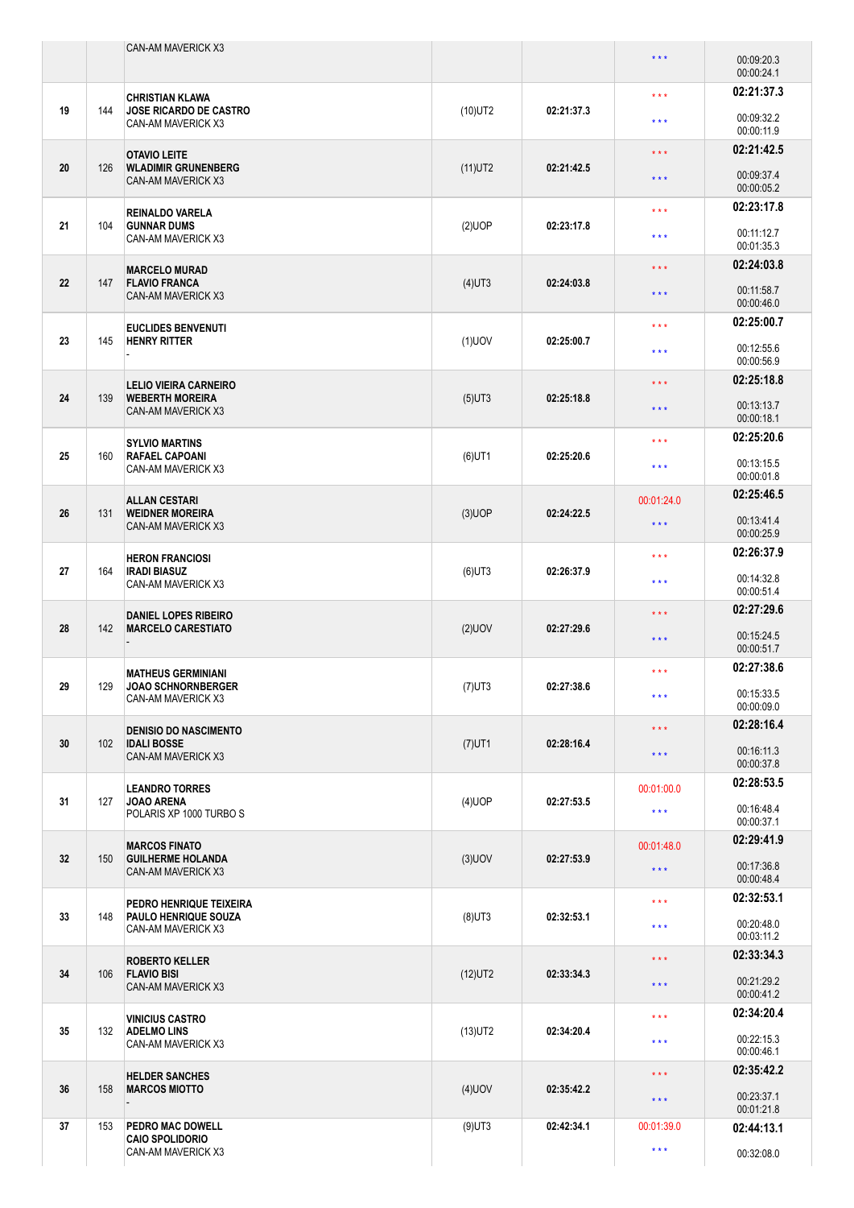| | | | | | | |
|---|---|---|---|---|---|---|
| | | CAN-AM MAVERICK X3 | | | * * * | 00:09:20.3<br>00:00:24.1 |
| 19 | 144 | **CHRISTIAN KLAWA**<br>**JOSE RICARDO DE CASTRO**<br>CAN-AM MAVERICK X3 | (10)UT2 | **02:21:37.3** | * * *<br>* * * | **02:21:37.3**<br>00:09:32.2<br>00:00:11.9 |
| 20 | 126 | **OTAVIO LEITE**<br>**WLADIMIR GRUNENBERG**<br>CAN-AM MAVERICK X3 | (11)UT2 | **02:21:42.5** | * * *<br>* * * | **02:21:42.5**<br>00:09:37.4<br>00:00:05.2 |
| 21 | 104 | **REINALDO VARELA**<br>**GUNNAR DUMS**<br>CAN-AM MAVERICK X3 | (2)UOP | **02:23:17.8** | * * *<br>* * * | **02:23:17.8**<br>00:11:12.7<br>00:01:35.3 |
| 22 | 147 | **MARCELO MURAD**<br>**FLAVIO FRANCA**<br>CAN-AM MAVERICK X3 | (4)UT3 | **02:24:03.8** | * * *<br>* * * | **02:24:03.8**<br>00:11:58.7<br>00:00:46.0 |
| 23 | 145 | **EUCLIDES BENVENUTI**<br>**HENRY RITTER**<br>- | (1)UOV | **02:25:00.7** | * * *<br>* * * | **02:25:00.7**<br>00:12:55.6<br>00:00:56.9 |
| 24 | 139 | **LELIO VIEIRA CARNEIRO**<br>**WEBERTH MOREIRA**<br>CAN-AM MAVERICK X3 | (5)UT3 | **02:25:18.8** | * * *<br>* * * | **02:25:18.8**<br>00:13:13.7<br>00:00:18.1 |
| 25 | 160 | **SYLVIO MARTINS**<br>**RAFAEL CAPOANI**<br>CAN-AM MAVERICK X3 | (6)UT1 | **02:25:20.6** | * * *<br>* * * | **02:25:20.6**<br>00:13:15.5<br>00:00:01.8 |
| 26 | 131 | **ALLAN CESTARI**<br>**WEIDNER MOREIRA**<br>CAN-AM MAVERICK X3 | (3)UOP | **02:24:22.5** | 00:01:24.0<br>* * * | **02:25:46.5**<br>00:13:41.4<br>00:00:25.9 |
| 27 | 164 | **HERON FRANCIOSI**<br>**IRADI BIASUZ**<br>CAN-AM MAVERICK X3 | (6)UT3 | **02:26:37.9** | * * *<br>* * * | **02:26:37.9**<br>00:14:32.8<br>00:00:51.4 |
| 28 | 142 | **DANIEL LOPES RIBEIRO**<br>**MARCELO CARESTIATO**<br>- | (2)UOV | **02:27:29.6** | * * *<br>* * * | **02:27:29.6**<br>00:15:24.5<br>00:00:51.7 |
| 29 | 129 | **MATHEUS GERMINIANI**<br>**JOAO SCHNORNBERGER**<br>CAN-AM MAVERICK X3 | (7)UT3 | **02:27:38.6** | * * *<br>* * * | **02:27:38.6**<br>00:15:33.5<br>00:00:09.0 |
| 30 | 102 | **DENISIO DO NASCIMENTO**<br>**IDALI BOSSE**<br>CAN-AM MAVERICK X3 | (7)UT1 | **02:28:16.4** | * * *<br>* * * | **02:28:16.4**<br>00:16:11.3<br>00:00:37.8 |
| 31 | 127 | **LEANDRO TORRES**<br>**JOAO ARENA**<br>POLARIS XP 1000 TURBO S | (4)UOP | **02:27:53.5** | 00:01:00.0<br>* * * | **02:28:53.5**<br>00:16:48.4<br>00:00:37.1 |
| 32 | 150 | **MARCOS FINATO**<br>**GUILHERME HOLANDA**<br>CAN-AM MAVERICK X3 | (3)UOV | **02:27:53.9** | 00:01:48.0<br>* * * | **02:29:41.9**<br>00:17:36.8<br>00:00:48.4 |
| 33 | 148 | **PEDRO HENRIQUE TEIXEIRA**<br>**PAULO HENRIQUE SOUZA**<br>CAN-AM MAVERICK X3 | (8)UT3 | **02:32:53.1** | * * *<br>* * * | **02:32:53.1**<br>00:20:48.0<br>00:03:11.2 |
| 34 | 106 | **ROBERTO KELLER**<br>**FLAVIO BISI**<br>CAN-AM MAVERICK X3 | (12)UT2 | **02:33:34.3** | * * *<br>* * * | **02:33:34.3**<br>00:21:29.2<br>00:00:41.2 |
| 35 | 132 | **VINICIUS CASTRO**<br>**ADELMO LINS**<br>CAN-AM MAVERICK X3 | (13)UT2 | **02:34:20.4** | * * *<br>* * * | **02:34:20.4**<br>00:22:15.3<br>00:00:46.1 |
| 36 | 158 | **HELDER SANCHES**<br>**MARCOS MIOTTO**<br>- | (4)UOV | **02:35:42.2** | * * *<br>* * * | **02:35:42.2**<br>00:23:37.1<br>00:01:21.8 |
| 37 | 153 | **PEDRO MAC DOWELL**<br>**CAIO SPOLIDORIO**<br>CAN-AM MAVERICK X3 | (9)UT3 | **02:42:34.1** | 00:01:39.0<br>* * * | **02:44:13.1**<br>00:32:08.0 |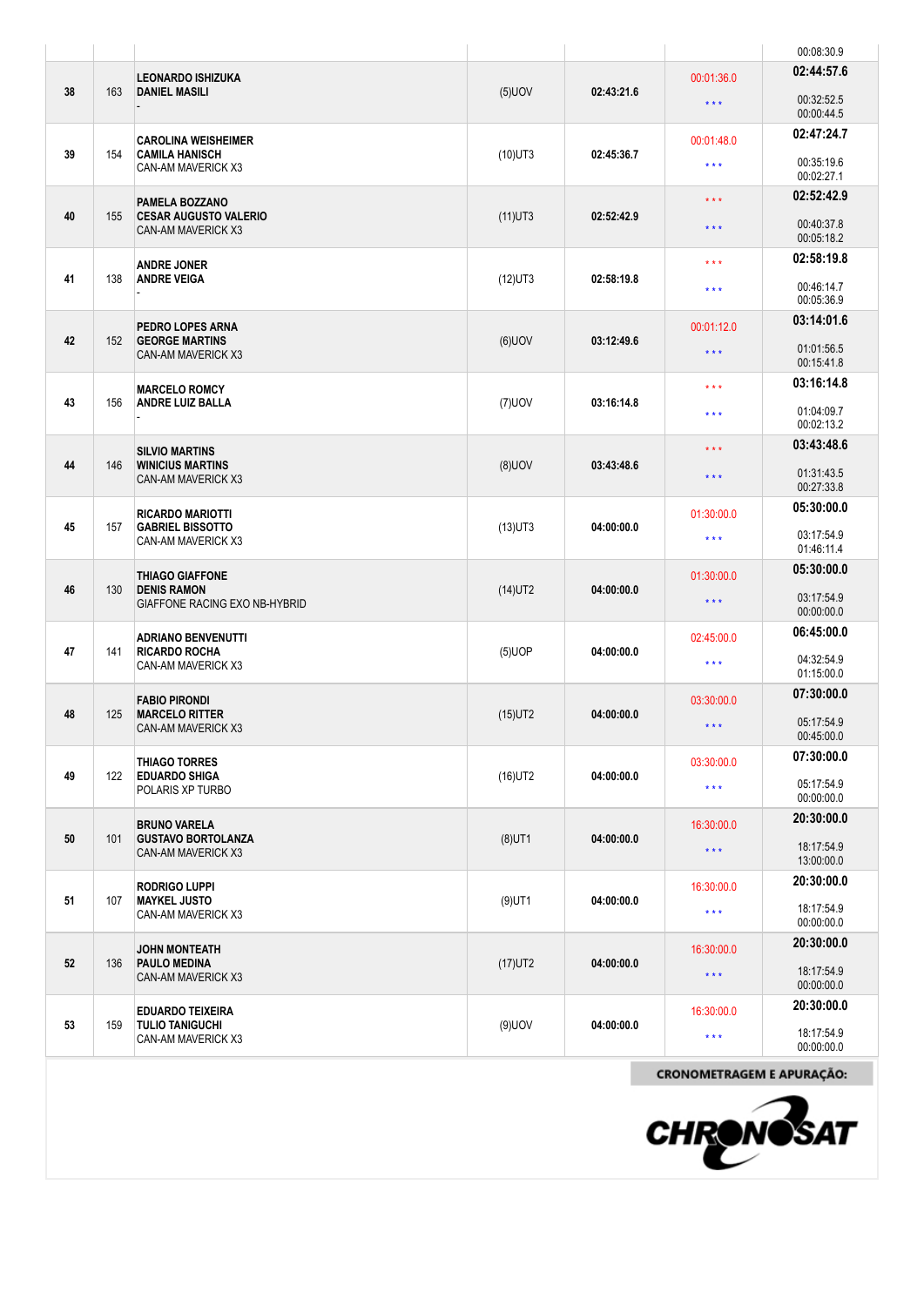| | | | | | | |
|---|---|---|---|---|---|---|
| | | | | | | 00:08:30.9 |
| 38 | 163 | **LEONARDO ISHIZUKA**<br>**DANIEL MASILI**<br>- | (5)UOV | **02:43:21.6** | 00:01:36.0<br>* * * | **02:44:57.6**<br>00:32:52.5<br>00:00:44.5 |
| 39 | 154 | **CAROLINA WEISHEIMER**<br>**CAMILA HANISCH**<br>CAN-AM MAVERICK X3 | (10)UT3 | **02:45:36.7** | 00:01:48.0<br>* * * | **02:47:24.7**<br>00:35:19.6<br>00:02:27.1 |
| 40 | 155 | **PAMELA BOZZANO**<br>**CESAR AUGUSTO VALERIO**<br>CAN-AM MAVERICK X3 | (11)UT3 | **02:52:42.9** | * * *<br>* * * | **02:52:42.9**<br>00:40:37.8<br>00:05:18.2 |
| 41 | 138 | **ANDRE JONER**<br>**ANDRE VEIGA**<br>- | (12)UT3 | **02:58:19.8** | * * *<br>* * * | **02:58:19.8**<br>00:46:14.7<br>00:05:36.9 |
| 42 | 152 | **PEDRO LOPES ARNA**<br>**GEORGE MARTINS**<br>CAN-AM MAVERICK X3 | (6)UOV | **03:12:49.6** | 00:01:12.0<br>* * * | **03:14:01.6**<br>01:01:56.5<br>00:15:41.8 |
| 43 | 156 | **MARCELO ROMCY**<br>**ANDRE LUIZ BALLA**<br>- | (7)UOV | **03:16:14.8** | * * *<br>* * * | **03:16:14.8**<br>01:04:09.7<br>00:02:13.2 |
| 44 | 146 | **SILVIO MARTINS**<br>**WINICIUS MARTINS**<br>CAN-AM MAVERICK X3 | (8)UOV | **03:43:48.6** | * * *<br>* * * | **03:43:48.6**<br>01:31:43.5<br>00:27:33.8 |
| 45 | 157 | **RICARDO MARIOTTI**<br>**GABRIEL BISSOTTO**<br>CAN-AM MAVERICK X3 | (13)UT3 | **04:00:00.0** | 01:30:00.0<br>* * * | **05:30:00.0**<br>03:17:54.9<br>01:46:11.4 |
| 46 | 130 | **THIAGO GIAFFONE**<br>**DENIS RAMON**<br>GIAFFONE RACING EXO NB-HYBRID | (14)UT2 | **04:00:00.0** | 01:30:00.0<br>* * * | **05:30:00.0**<br>03:17:54.9<br>00:00:00.0 |
| 47 | 141 | **ADRIANO BENVENUTTI**<br>**RICARDO ROCHA**<br>CAN-AM MAVERICK X3 | (5)UOP | **04:00:00.0** | 02:45:00.0<br>* * * | **06:45:00.0**<br>04:32:54.9<br>01:15:00.0 |
| 48 | 125 | **FABIO PIRONDI**<br>**MARCELO RITTER**<br>CAN-AM MAVERICK X3 | (15)UT2 | **04:00:00.0** | 03:30:00.0<br>* * * | **07:30:00.0**<br>05:17:54.9<br>00:45:00.0 |
| 49 | 122 | **THIAGO TORRES**<br>**EDUARDO SHIGA**<br>POLARIS XP TURBO | (16)UT2 | **04:00:00.0** | 03:30:00.0<br>* * * | **07:30:00.0**<br>05:17:54.9<br>00:00:00.0 |
| 50 | 101 | **BRUNO VARELA**<br>**GUSTAVO BORTOLANZA**<br>CAN-AM MAVERICK X3 | (8)UT1 | **04:00:00.0** | 16:30:00.0<br>* * * | **20:30:00.0**<br>18:17:54.9<br>13:00:00.0 |
| 51 | 107 | **RODRIGO LUPPI**<br>**MAYKEL JUSTO**<br>CAN-AM MAVERICK X3 | (9)UT1 | **04:00:00.0** | 16:30:00.0<br>* * * | **20:30:00.0**<br>18:17:54.9<br>00:00:00.0 |
| 52 | 136 | **JOHN MONTEATH**<br>**PAULO MEDINA**<br>CAN-AM MAVERICK X3 | (17)UT2 | **04:00:00.0** | 16:30:00.0<br>* * * | **20:30:00.0**<br>18:17:54.9<br>00:00:00.0 |
| 53 | 159 | **EDUARDO TEIXEIRA**<br>**TULIO TANIGUCHI**<br>CAN-AM MAVERICK X3 | (9)UOV | **04:00:00.0** | 16:30:00.0<br>* * * | **20:30:00.0**<br>18:17:54.9<br>00:00:00.0 |

**CRONOMETRAGEM E APURAÇÃO:**

CHRONOSAT